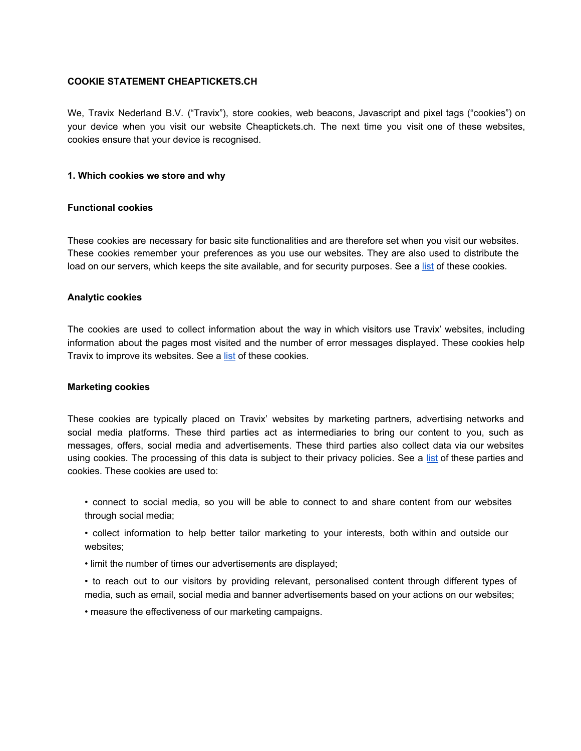**COOKIE STATEMENT CHEAPTICKETS.CH**

We, Travix Nederland B.V. ("Travix"), store cookies, web beacons, Javascript and pixel tags ("cookies") on your device when you visit our website Cheaptickets.ch. The next time you visit one of these websites, cookies ensure that your device is recognised.

**1. Which cookies we store and why**

**Functional cookies**

These cookies are necessary for basic site functionalities and are therefore set when you visit our websites. These cookies remember your preferences as you use our websites. They are also used to distribute the load on our servers, which keeps the site available, and for security purposes. See a list of these cookies.

**Analytic cookies**

The cookies are used to collect information about the way in which visitors use Travix' websites, including information about the pages most visited and the number of error messages displayed. These cookies help Travix to improve its websites. See a list of these cookies.

**Marketing cookies**

These cookies are typically placed on Travix' websites by marketing partners, advertising networks and social media platforms. These third parties act as intermediaries to bring our content to you, such as messages, offers, social media and advertisements. These third parties also collect data via our websites using cookies. The processing of this data is subject to their privacy policies. See a list of these parties and cookies. These cookies are used to:

- connect to social media, so you will be able to connect to and share content from our websites through social media;
- collect information to help better tailor marketing to your interests, both within and outside our websites;
- limit the number of times our advertisements are displayed;
- to reach out to our visitors by providing relevant, personalised content through different types of media, such as email, social media and banner advertisements based on your actions on our websites;
- measure the effectiveness of our marketing campaigns.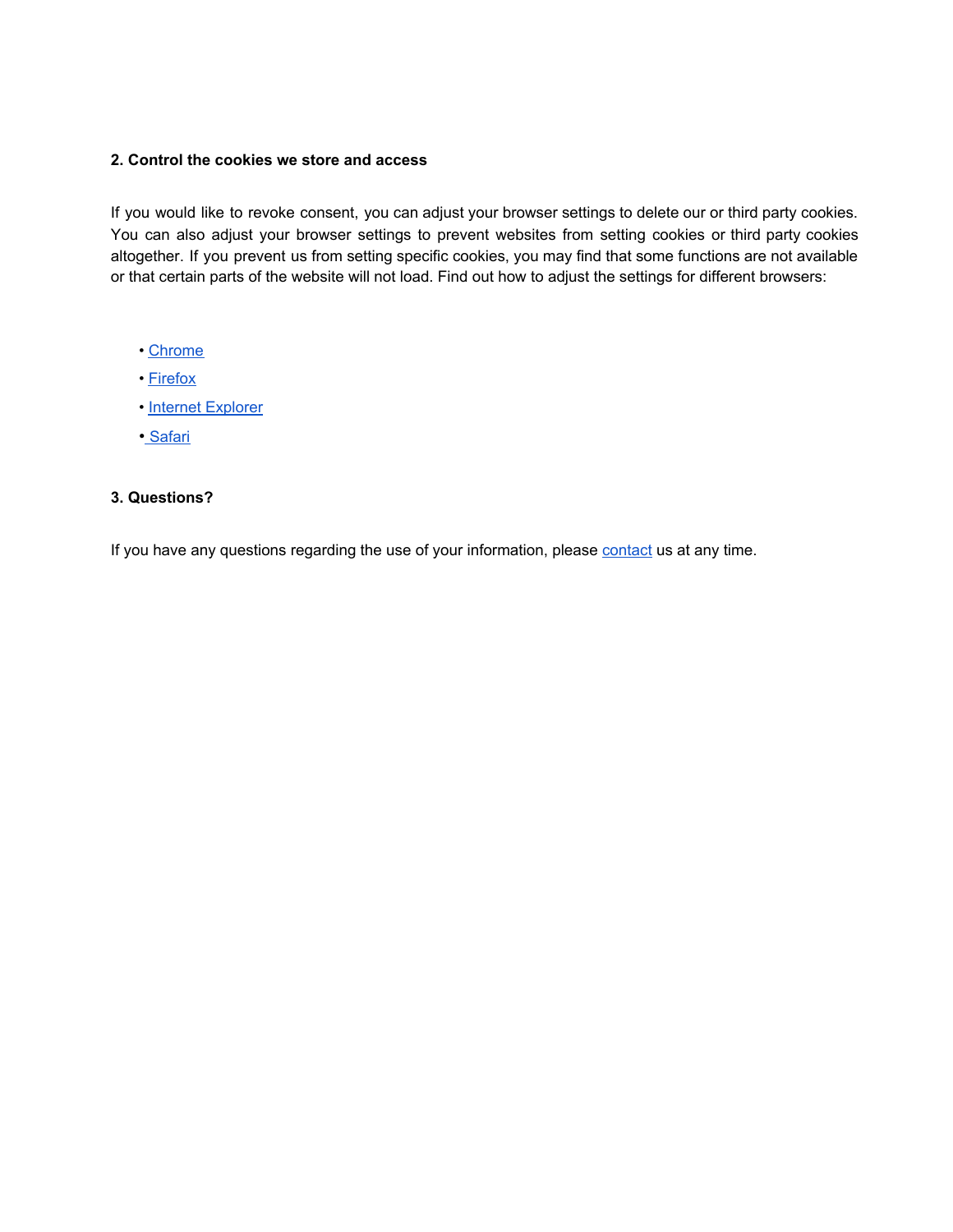**2. Control the cookies we store and access**

If you would like to revoke consent, you can adjust your browser settings to delete our or third party cookies. You can also adjust your browser settings to prevent websites from setting cookies or third party cookies altogether. If you prevent us from setting specific cookies, you may find that some functions are not available or that certain parts of the website will not load. Find out how to adjust the settings for different browsers:

- Chrome
- Firefox
- Internet Explorer
- Safari

**3. Questions?**

If you have any questions regarding the use of your information, please contact us at any time.